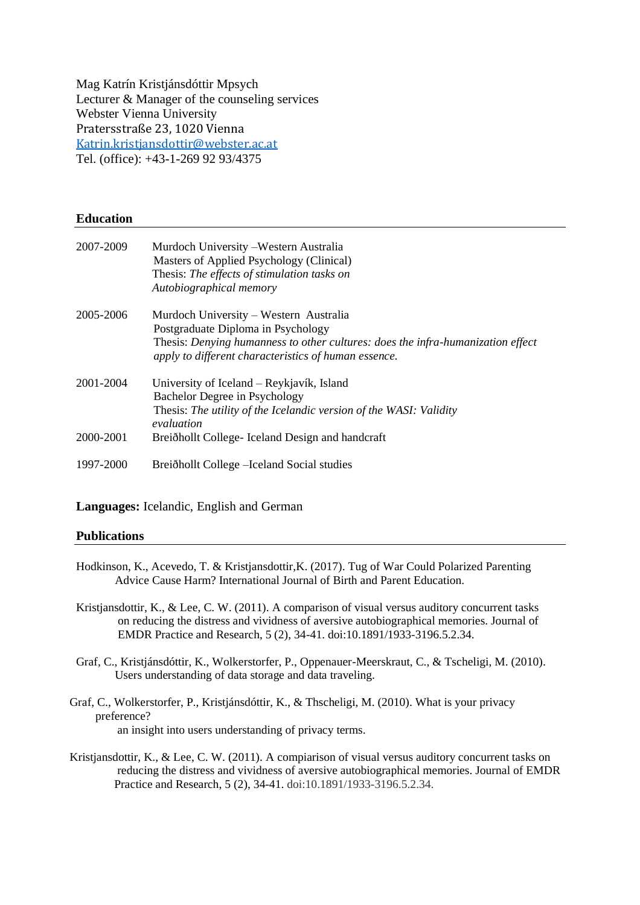Mag Katrín Kristjánsdóttir Mpsych
Lecturer & Manager of the counseling services
Webster Vienna University
Pratersstraße 23, 1020 Vienna
Katrin.kristjansdottir@webster.ac.at
Tel. (office): +43-1-269 92 93/4375

## Education

| | |
|---|---|
| 2007-2009 | Murdoch University –Western Australia<br>Masters of Applied Psychology (Clinical)<br>Thesis: *The effects of stimulation tasks on Autobiographical memory* |
| 2005-2006 | Murdoch University – Western Australia<br>Postgraduate Diploma in Psychology<br>Thesis: *Denying humanness to other cultures: does the infra-humanization effect apply to different characteristics of human essence.* |
| 2001-2004 | University of Iceland – Reykjavík, Island<br>Bachelor Degree in Psychology<br>Thesis: *The utility of the Icelandic version of the WASI: Validity evaluation* |
| 2000-2001 | Breiðholt College- Iceland Design and handcraft |
| 1997-2000 | Breiðholt College –Iceland Social studies |

**Languages:** Icelandic, English and German

## Publications

Hodkinson, K., Acevedo, T. & Kristjansdottir,K. (2017). Tug of War Could Polarized Parenting Advice Cause Harm? International Journal of Birth and Parent Education.

Kristjansdottir, K., & Lee, C. W. (2011). A comparison of visual versus auditory concurrent tasks on reducing the distress and vividness of aversive autobiographical memories. Journal of EMDR Practice and Research, 5 (2), 34-41. doi:10.1891/1933-3196.5.2.34.

Graf, C., Kristjánsdóttir, K., Wolkerstorfer, P., Oppenauer-Meerskraut, C., & Tscheligi, M. (2010). Users understanding of data storage and data traveling.

Graf, C., Wolkerstorfer, P., Kristjánsdóttir, K., & Thscheligi, M. (2010). What is your privacy preference? an insight into users understanding of privacy terms.

Kristjansdottir, K., & Lee, C. W. (2011). A compiarison of visual versus auditory concurrent tasks on reducing the distress and vividness of aversive autobiographical memories. Journal of EMDR Practice and Research, 5 (2), 34-41. doi:10.1891/1933-3196.5.2.34.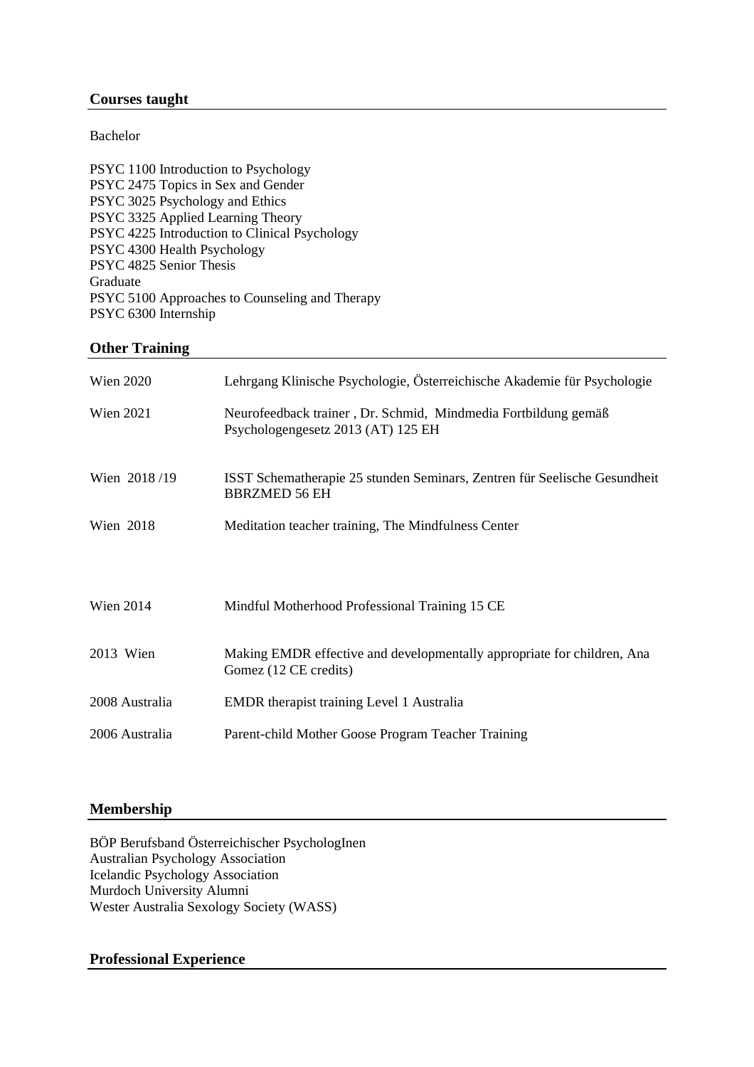## Courses taught

Bachelor

PSYC 1100 Introduction to Psychology
PSYC 2475 Topics in Sex and Gender
PSYC 3025 Psychology and Ethics
PSYC 3325 Applied Learning Theory
PSYC 4225 Introduction to Clinical Psychology
PSYC 4300 Health Psychology
PSYC 4825 Senior Thesis
Graduate
PSYC 5100 Approaches to Counseling and Therapy
PSYC 6300 Internship

## Other Training

| | |
|---|---|
| Wien 2020 | Lehrgang Klinische Psychologie, Österreichische Akademie für Psychologie |
| Wien 2021 | Neurofeedback trainer , Dr. Schmid, Mindmedia Fortbildung gemäß Psychologengesetz 2013 (AT) 125 EH |
| Wien 2018 /19 | ISST Schematherapie 25 stunden Seminars, Zentren für Seelische Gesundheit BBRZMED 56 EH |
| Wien 2018 | Meditation teacher training, The Mindfulness Center |
| Wien 2014 | Mindful Motherhood Professional Training 15 CE |
| 2013 Wien | Making EMDR effective and developmentally appropriate for children, Ana Gomez (12 CE credits) |
| 2008 Australia | EMDR therapist training Level 1 Australia |
| 2006 Australia | Parent-child Mother Goose Program Teacher Training |

## Membership

BÖP Berufsband Österreichischer PsychologInen
Australian Psychology Association
Icelandic Psychology Association
Murdoch University Alumni
Wester Australia Sexology Society (WASS)

## Professional Experience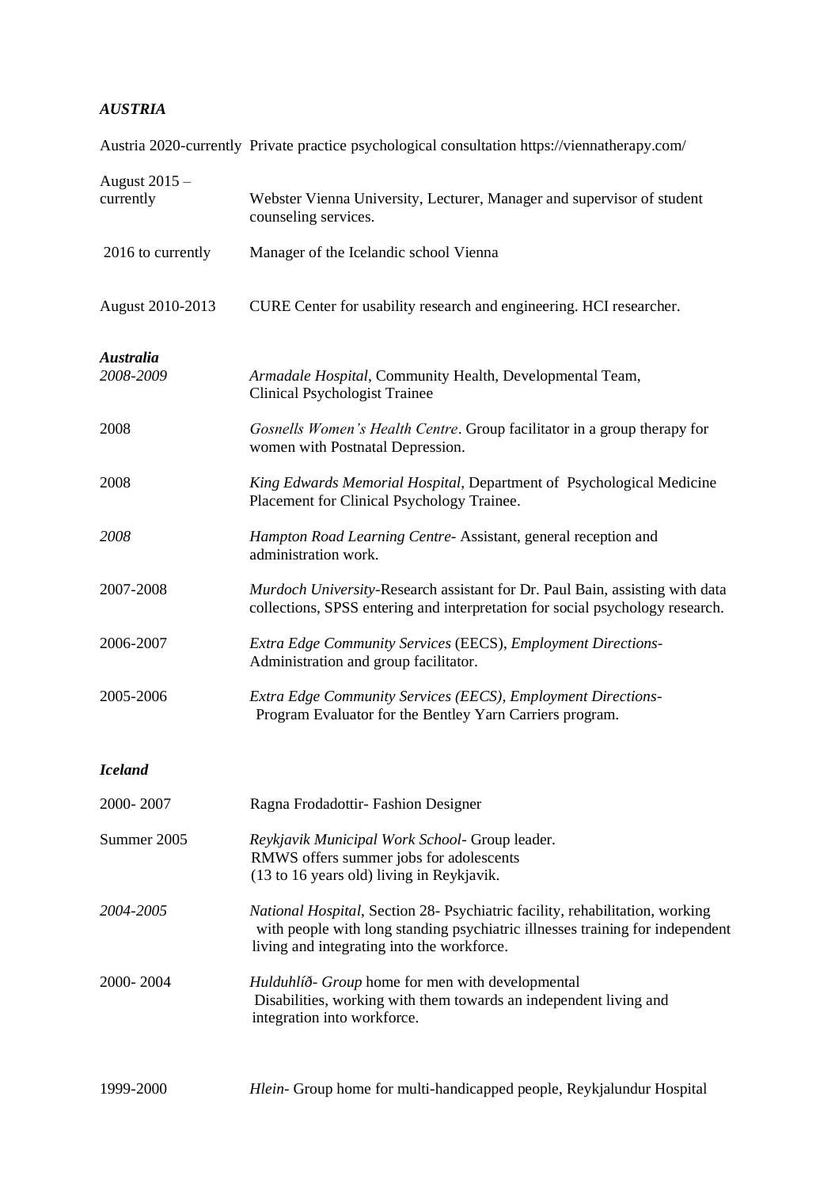### *AUSTRIA*

| | |
|---|---|
| Austria 2020-currently | Private practice psychological consultation https://viennatherapy.com/ |
| August 2015 – currently | Webster Vienna University, Lecturer, Manager and supervisor of student counseling services. |
| 2016 to currently | Manager of the Icelandic school Vienna |
| August 2010-2013 | CURE Center for usability research and engineering. HCI researcher. |

### *Australia*

| | |
|---|---|
| *2008-2009* | *Armadale Hospital*, Community Health, Developmental Team, Clinical Psychologist Trainee |
| 2008 | *Gosnells Women's Health Centre*. Group facilitator in a group therapy for women with Postnatal Depression. |
| 2008 | *King Edwards Memorial Hospital*, Department of Psychological Medicine Placement for Clinical Psychology Trainee. |
| *2008* | *Hampton Road Learning Centre*- Assistant, general reception and administration work. |
| 2007-2008 | *Murdoch University*-Research assistant for Dr. Paul Bain, assisting with data collections, SPSS entering and interpretation for social psychology research. |
| 2006-2007 | *Extra Edge Community Services* (EECS), *Employment Directions*- Administration and group facilitator. |
| 2005-2006 | *Extra Edge Community Services (EECS), Employment Directions*- Program Evaluator for the Bentley Yarn Carriers program. |

### *Iceland*

| | |
|---|---|
| 2000- 2007 | Ragna Frodadottir- Fashion Designer |
| Summer 2005 | *Reykjavik Municipal Work School*- Group leader. RMWS offers summer jobs for adolescents (13 to 16 years old) living in Reykjavik. |
| *2004-2005* | *National Hospital*, Section 28- Psychiatric facility, rehabilitation, working with people with long standing psychiatric illnesses training for independent living and integrating into the workforce. |
| 2000- 2004 | *Hulduhlíð- Group* home for men with developmental Disabilities, working with them towards an independent living and integration into workforce. |
| 1999-2000 | *Hlein*- Group home for multi-handicapped people, Reykjalundur Hospital |